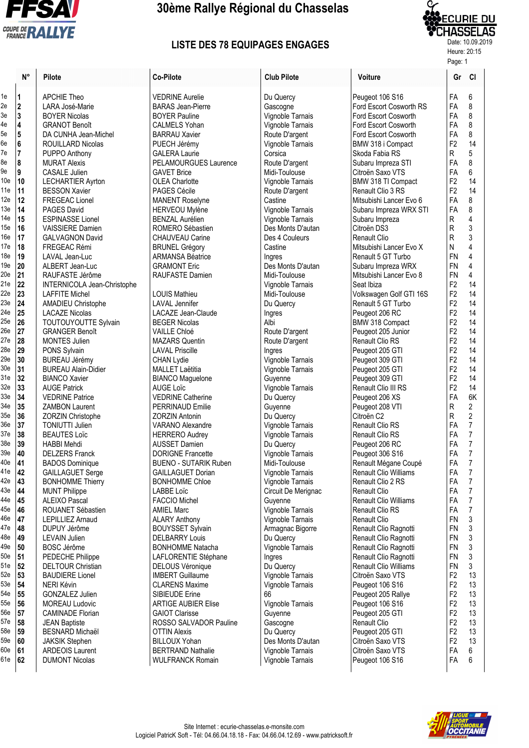# 30ème Rallye Régional du Chasselas

## LISTE DES 78 EQUIPAGES ENGAGES

Date: 10.09.2019
Heure: 20:15

| | N° | Pilote | Co-Pilote | Club Pilote | Voiture | Gr | Cl |
|---|---|---|---|---|---|---|---|
| 1e | 1 | APCHIE Theo | VEDRINE Aurelie | Du Quercy | Peugeot 106 S16 | FA | 6 |
| 2e | 2 | LARA José-Marie | BARAS Jean-Pierre | Gascogne | Ford Escort Cosworth RS | FA | 8 |
| 3e | 3 | BOYER Nicolas | BOYER Pauline | Vignoble Tarnais | Ford Escort Cosworth | FA | 8 |
| 4e | 4 | GRANOT Benoît | CALMELS Yohan | Vignoble Tarnais | Ford Escort Cosworth | FA | 8 |
| 5e | 5 | DA CUNHA Jean-Michel | BARRAU Xavier | Route D'argent | Ford Escort Cosworth | FA | 8 |
| 6e | 6 | ROUILLARD Nicolas | PUECH Jérémy | Vignoble Tarnais | BMW 318 i Compact | F2 | 14 |
| 7e | 7 | PUPPO Anthony | GALERA Laurie | Corsica | Skoda Fabia RS | R | 5 |
| 8e | 8 | MURAT Alexis | PELAMOURGUES Laurence | Route D'argent | Subaru Impreza STI | FA | 8 |
| 9e | 9 | CASALE Julien | GAVET Brice | Midi-Toulouse | Citroën Saxo VTS | FA | 6 |
| 10e | 10 | LECHARTIER Ayrton | OLEA Charlotte | Vignoble Tarnais | BMW 318 TI Compact | F2 | 14 |
| 11e | 11 | BESSON Xavier | PAGES Cécile | Route D'argent | Renault Clio 3 RS | F2 | 14 |
| 12e | 12 | FREGEAC Lionel | MANENT Roselyne | Castine | Mitsubishi Lancer Evo 6 | FA | 8 |
| 13e | 14 | PAGES David | HERVEOU Mylène | Vignoble Tarnais | Subaru Impreza WRX STI | FA | 8 |
| 14e | 15 | ESPINASSE Lionel | BENZAL Aurélien | Vignoble Tarnais | Subaru Impreza | R | 4 |
| 15e | 16 | VAISSIERE Damien | ROMERO Sébastien | Des Monts D'autan | Citroën DS3 | R | 3 |
| 16e | 17 | GALVAGNON David | CHAUVEAU Carine | Des 4 Couleurs | Renault Clio | R | 3 |
| 17e | 18 | FREGEAC Rémi | BRUNEL Grégory | Castine | Mitsubishi Lancer Evo X | N | 4 |
| 18e | 19 | LAVAL Jean-Luc | ARMANSA Béatrice | Ingres | Renault 5 GT Turbo | FN | 4 |
| 19e | 20 | ALBERT Jean-Luc | GRAMONT Eric | Des Monts D'autan | Subaru Impreza WRX | FN | 4 |
| 20e | 21 | RAUFASTE Jérôme | RAUFASTE Damien | Midi-Toulouse | Mitsubishi Lancer Evo 8 | FN | 4 |
| 21e | 22 | INTERNICOLA Jean-Christophe | | Vignoble Tarnais | Seat Ibiza | F2 | 14 |
| 22e | 23 | LAFFITE Michel | LOUIS Mathieu | Midi-Toulouse | Volkswagen Golf GTI 16S | F2 | 14 |
| 23e | 24 | AMADIEU Christophe | LAVAL Jennifer | Du Quercy | Renault 5 GT Turbo | F2 | 14 |
| 24e | 25 | LACAZE Nicolas | LACAZE Jean-Claude | Ingres | Peugeot 206 RC | F2 | 14 |
| 25e | 26 | TOUTOUYOUTTE Sylvain | BEGER Nicolas | Albi | BMW 318 Compact | F2 | 14 |
| 26e | 27 | GRANGER Benoît | VAILLE Chloé | Route D'argent | Peugeot 205 Junior | F2 | 14 |
| 27e | 28 | MONTES Julien | MAZARS Quentin | Route D'argent | Renault Clio RS | F2 | 14 |
| 28e | 29 | PONS Sylvain | LAVAL Priscille | Ingres | Peugeot 205 GTI | F2 | 14 |
| 29e | 30 | BUREAU Jérémy | CHAN Lydie | Vignoble Tarnais | Peugeot 309 GTI | F2 | 14 |
| 30e | 31 | BUREAU Alain-Didier | MALLET Laëtitia | Vignoble Tarnais | Peugeot 205 GTI | F2 | 14 |
| 31e | 32 | BIANCO Xavier | BIANCO Maguelone | Guyenne | Peugeot 309 GTI | F2 | 14 |
| 32e | 33 | AUGE Patrick | AUGE Loïc | Vignoble Tarnais | Renault Clio III RS | F2 | 14 |
| 33e | 34 | VEDRINE Patrice | VEDRINE Catherine | Du Quercy | Peugeot 206 XS | FA | 6K |
| 34e | 35 | ZAMBON Laurent | PERRINAUD Emilie | Guyenne | Peugeot 208 VTI | R | 2 |
| 35e | 36 | ZORZIN Christophe | ZORZIN Antonin | Du Quercy | Citroën C2 | R | 2 |
| 36e | 37 | TONIUTTI Julien | VARANO Alexandre | Vignoble Tarnais | Renault Clio RS | FA | 7 |
| 37e | 38 | BEAUTES Loïc | HERRERO Audrey | Vignoble Tarnais | Renault Clio RS | FA | 7 |
| 38e | 39 | HABBI Mehdi | AUSSET Damien | Du Quercy | Peugeot 206 RC | FA | 7 |
| 39e | 40 | DELZERS Franck | DORIGNE Francette | Vignoble Tarnais | Peugeot 306 S16 | FA | 7 |
| 40e | 41 | BADOS Dominique | BUENO - SUTARIK Ruben | Midi-Toulouse | Renault Mégane Coupé | FA | 7 |
| 41e | 42 | GAILLAGUET Serge | GAILLAGUET Dorian | Vignoble Tarnais | Renault Clio Williams | FA | 7 |
| 42e | 43 | BONHOMME Thierry | BONHOMME Chloe | Vignoble Tarnais | Renault Clio 2 RS | FA | 7 |
| 43e | 44 | MUNT Philippe | LABBE Loïc | Circuit De Merignac | Renault Clio | FA | 7 |
| 44e | 45 | ALEIXO Pascal | FACCIO Michel | Guyenne | Renault Clio Williams | FA | 7 |
| 45e | 46 | ROUANET Sébastien | AMIEL Marc | Vignoble Tarnais | Renault Clio RS | FA | 7 |
| 46e | 47 | LEPILLIEZ Arnaud | ALARY Anthony | Vignoble Tarnais | Renault Clio | FN | 3 |
| 47e | 48 | DUPUY Jérôme | BOUYSSET Sylvain | Armagnac Bigorre | Renault Clio Ragnotti | FN | 3 |
| 48e | 49 | LEVAIN Julien | DELBARRY Louis | Du Quercy | Renault Clio Ragnotti | FN | 3 |
| 49e | 50 | BOSC Jérôme | BONHOMME Natacha | Vignoble Tarnais | Renault Clio Ragnotti | FN | 3 |
| 50e | 51 | PEDECHE Philippe | LAFLORENTIE Stéphane | Ingres | Renault Clio Ragnotti | FN | 3 |
| 51e | 52 | DELTOUR Christian | DELOUS Véronique | Du Quercy | Renault Clio Williams | FN | 3 |
| 52e | 53 | BAUDIERE Lionel | IMBERT Guillaume | Vignoble Tarnais | Citroën Saxo VTS | F2 | 13 |
| 53e | 54 | NERI Kévin | CLARENS Maxime | Vignoble Tarnais | Peugeot 106 S16 | F2 | 13 |
| 54e | 55 | GONZALEZ Julien | SIBIEUDE Erine | 66 | Peugeot 205 Rallye | F2 | 13 |
| 55e | 56 | MOREAU Ludovic | ARTIGE AUBIER Elise | Vignoble Tarnais | Peugeot 106 S16 | F2 | 13 |
| 56e | 57 | CAMINADE Florian | GAIOT Clarisse | Guyenne | Peugeot 205 GTI | F2 | 13 |
| 57e | 58 | JEAN Baptiste | ROSSO SALVADOR Pauline | Gascogne | Renault Clio | F2 | 13 |
| 58e | 59 | BESNARD Michaël | OTTIN Alexis | Du Quercy | Peugeot 205 GTI | F2 | 13 |
| 59e | 60 | JAKSIK Stephen | BILLOUX Yohan | Des Monts D'autan | Citroën Saxo VTS | F2 | 13 |
| 60e | 61 | ARDEOIS Laurent | BERTRAND Nathalie | Vignoble Tarnais | Citroën Saxo VTS | FA | 6 |
| 61e | 62 | DUMONT Nicolas | WULFRANCK Romain | Vignoble Tarnais | Peugeot 106 S16 | FA | 6 |

Site Internet : ecurie-chasselas.e-monsite.com
Logiciel PatricK Soft - Tél: 04.66.04.18.18 - Fax: 04.66.04.12.69 - www.patricksoft.fr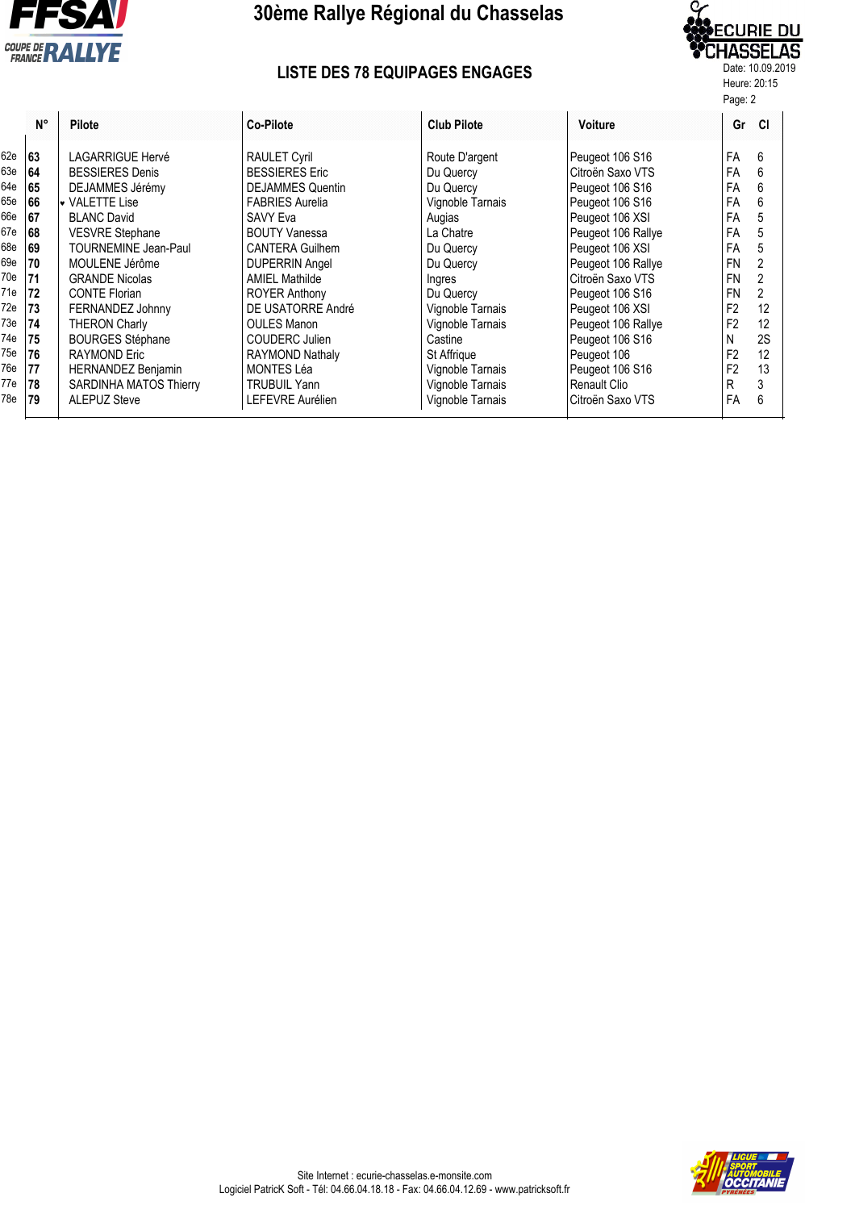# 30ème Rallye Régional du Chasselas

## LISTE DES 78 EQUIPAGES ENGAGES

Date: 10.09.2019
Heure: 20:15
Page: 2

| | N° | Pilote | Co-Pilote | Club Pilote | Voiture | Gr | Cl |
|---|---|---|---|---|---|---|---|
| 62e | 63 | LAGARRIGUE Hervé | RAULET Cyril | Route D'argent | Peugeot 106 S16 | FA | 6 |
| 63e | 64 | BESSIERES Denis | BESSIERES Eric | Du Quercy | Citroën Saxo VTS | FA | 6 |
| 64e | 65 | DEJAMMES Jérémy | DEJAMMES Quentin | Du Quercy | Peugeot 106 S16 | FA | 6 |
| 65e | 66 | ♥ VALETTE Lise | FABRIES Aurelia | Vignoble Tarnais | Peugeot 106 S16 | FA | 6 |
| 66e | 67 | BLANC David | SAVY Eva | Augias | Peugeot 106 XSI | FA | 5 |
| 67e | 68 | VESVRE Stephane | BOUTY Vanessa | La Chatre | Peugeot 106 Rallye | FA | 5 |
| 68e | 69 | TOURNEMINE Jean-Paul | CANTERA Guilhem | Du Quercy | Peugeot 106 XSI | FA | 5 |
| 69e | 70 | MOULENE Jérôme | DUPERRIN Angel | Du Quercy | Peugeot 106 Rallye | FN | 2 |
| 70e | 71 | GRANDE Nicolas | AMIEL Mathilde | Ingres | Citroën Saxo VTS | FN | 2 |
| 71e | 72 | CONTE Florian | ROYER Anthony | Du Quercy | Peugeot 106 S16 | FN | 2 |
| 72e | 73 | FERNANDEZ Johnny | DE USATORRE André | Vignoble Tarnais | Peugeot 106 XSI | F2 | 12 |
| 73e | 74 | THERON Charly | OULES Manon | Vignoble Tarnais | Peugeot 106 Rallye | F2 | 12 |
| 74e | 75 | BOURGES Stéphane | COUDERC Julien | Castine | Peugeot 106 S16 | N | 2S |
| 75e | 76 | RAYMOND Eric | RAYMOND Nathaly | St Affrique | Peugeot 106 | F2 | 12 |
| 76e | 77 | HERNANDEZ Benjamin | MONTES Léa | Vignoble Tarnais | Peugeot 106 S16 | F2 | 13 |
| 77e | 78 | SARDINHA MATOS Thierry | TRUBUIL Yann | Vignoble Tarnais | Renault Clio | R | 3 |
| 78e | 79 | ALEPUZ Steve | LEFEVRE Aurélien | Vignoble Tarnais | Citroën Saxo VTS | FA | 6 |

Site Internet : ecurie-chasselas.e-monsite.com
Logiciel PatricK Soft - Tél: 04.66.04.18.18 - Fax: 04.66.04.12.69 - www.patricksoft.fr